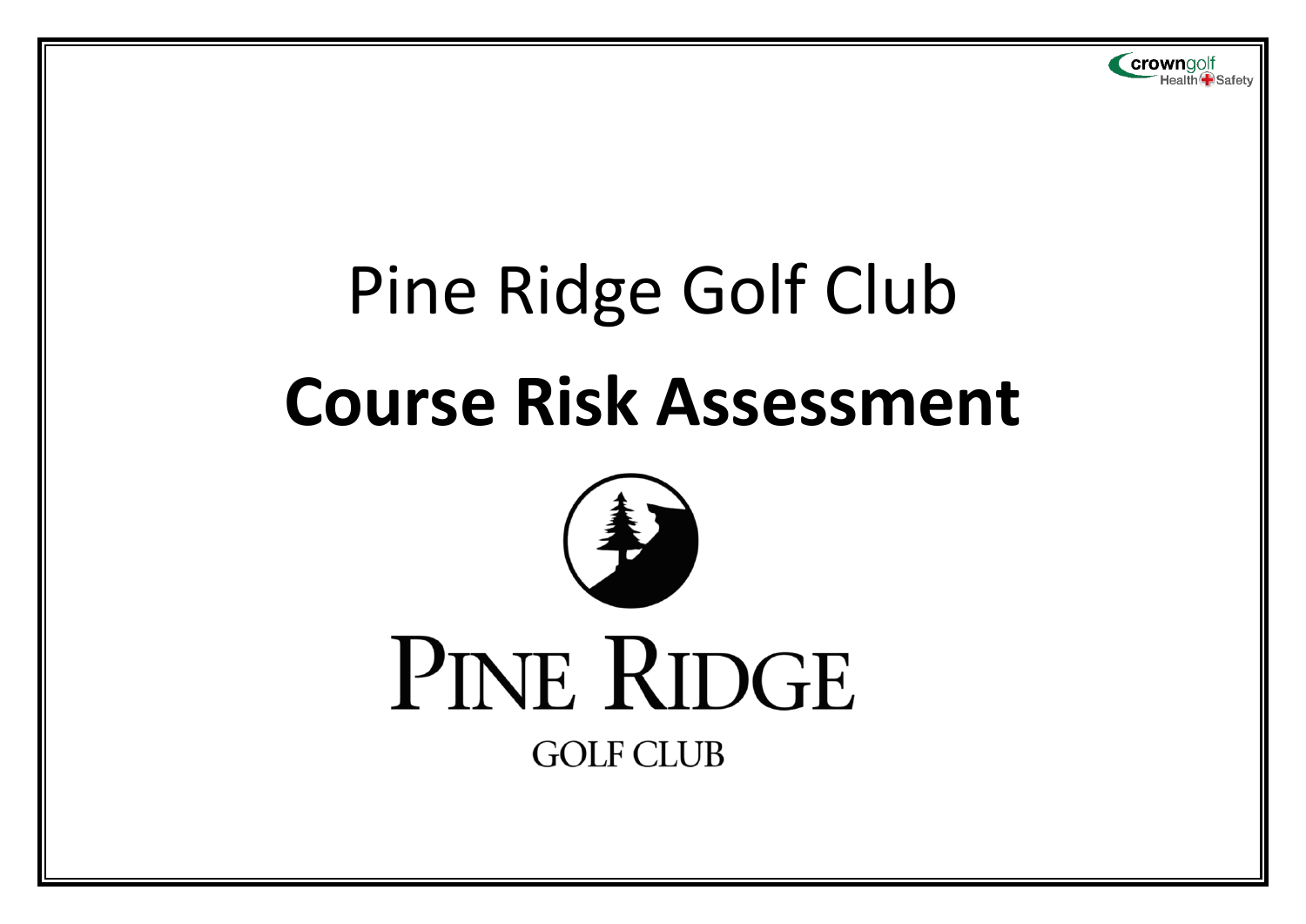crowngolf Health Safety

# Pine Ridge Golf Club

# Course Risk Assessment

PINE RIDGE

GOLF CLUB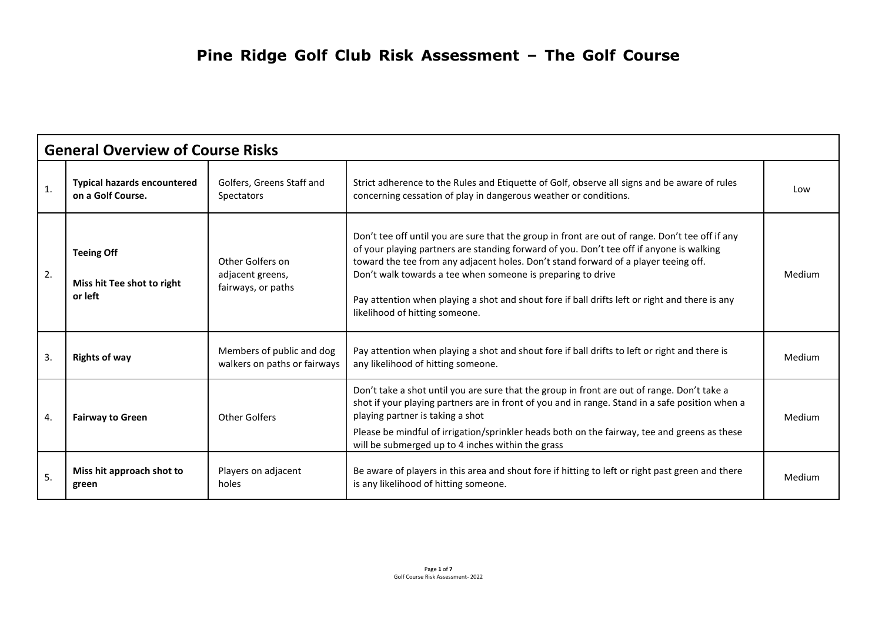# Pine Ridge Golf Club Risk Assessment – The Golf Course

| General Overview of Course Risks | | | | |
|---|---|---|---|---|
| 1. | **Typical hazards encountered on a Golf Course.** | Golfers, Greens Staff and Spectators | Strict adherence to the Rules and Etiquette of Golf, observe all signs and be aware of rules concerning cessation of play in dangerous weather or conditions. | Low |
| 2. | **Teeing Off**<br><br>**Miss hit Tee shot to right or left** | Other Golfers on adjacent greens, fairways, or paths | Don't tee off until you are sure that the group in front are out of range. Don't tee off if any of your playing partners are standing forward of you. Don't tee off if anyone is walking toward the tee from any adjacent holes. Don't stand forward of a player teeing off.<br>Don't walk towards a tee when someone is preparing to drive<br><br>Pay attention when playing a shot and shout fore if ball drifts left or right and there is any likelihood of hitting someone. | Medium |
| 3. | **Rights of way** | Members of public and dog walkers on paths or fairways | Pay attention when playing a shot and shout fore if ball drifts to left or right and there is any likelihood of hitting someone. | Medium |
| 4. | **Fairway to Green** | Other Golfers | Don't take a shot until you are sure that the group in front are out of range. Don't take a shot if your playing partners are in front of you and in range. Stand in a safe position when a playing partner is taking a shot<br>Please be mindful of irrigation/sprinkler heads both on the fairway, tee and greens as these will be submerged up to 4 inches within the grass | Medium |
| 5. | **Miss hit approach shot to green** | Players on adjacent holes | Be aware of players in this area and shout fore if hitting to left or right past green and there is any likelihood of hitting someone. | Medium |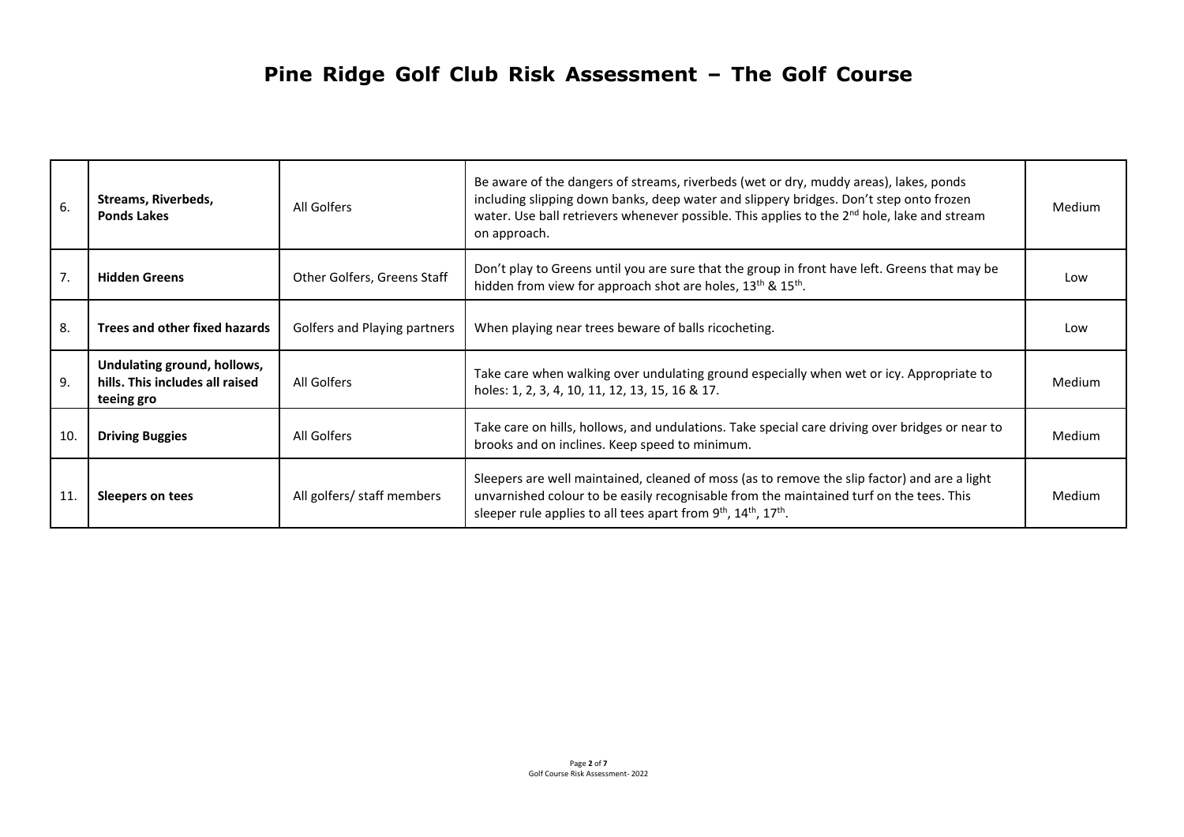# Pine Ridge Golf Club Risk Assessment – The Golf Course

| | | | | |
|---|---|---|---|---|
| 6. | **Streams, Riverbeds, Ponds Lakes** | All Golfers | Be aware of the dangers of streams, riverbeds (wet or dry, muddy areas), lakes, ponds including slipping down banks, deep water and slippery bridges. Don't step onto frozen water. Use ball retrievers whenever possible. This applies to the 2nd hole, lake and stream on approach. | Medium |
| 7. | **Hidden Greens** | Other Golfers, Greens Staff | Don't play to Greens until you are sure that the group in front have left. Greens that may be hidden from view for approach shot are holes, 13th & 15th. | Low |
| 8. | **Trees and other fixed hazards** | Golfers and Playing partners | When playing near trees beware of balls ricocheting. | Low |
| 9. | **Undulating ground, hollows, hills. This includes all raised teeing gro** | All Golfers | Take care when walking over undulating ground especially when wet or icy. Appropriate to holes: 1, 2, 3, 4, 10, 11, 12, 13, 15, 16 & 17. | Medium |
| 10. | **Driving Buggies** | All Golfers | Take care on hills, hollows, and undulations. Take special care driving over bridges or near to brooks and on inclines. Keep speed to minimum. | Medium |
| 11. | **Sleepers on tees** | All golfers/ staff members | Sleepers are well maintained, cleaned of moss (as to remove the slip factor) and are a light unvarnished colour to be easily recognisable from the maintained turf on the tees. This sleeper rule applies to all tees apart from 9th, 14th, 17th. | Medium |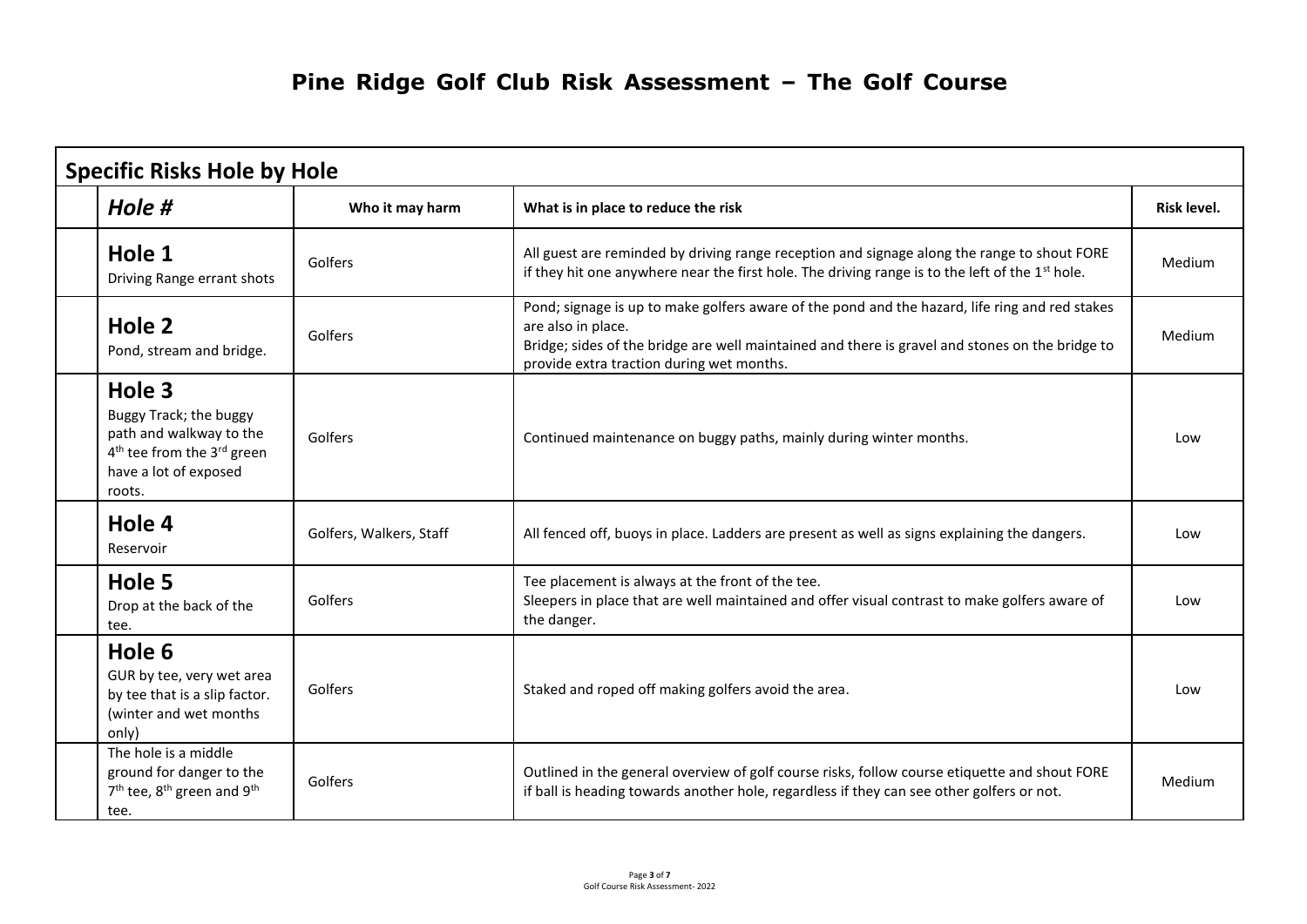# Pine Ridge Golf Club Risk Assessment – The Golf Course

| Specific Risks Hole by Hole | | | | |
|---|---|---|---|---|
| | ***Hole #*** | **Who it may harm** | **What is in place to reduce the risk** | **Risk level.** |
| | **Hole 1**<br>Driving Range errant shots | Golfers | All guest are reminded by driving range reception and signage along the range to shout FORE if they hit one anywhere near the first hole. The driving range is to the left of the 1st hole. | Medium |
| | **Hole 2**<br>Pond, stream and bridge. | Golfers | Pond; signage is up to make golfers aware of the pond and the hazard, life ring and red stakes are also in place.<br>Bridge; sides of the bridge are well maintained and there is gravel and stones on the bridge to provide extra traction during wet months. | Medium |
| | **Hole 3**<br>Buggy Track; the buggy path and walkway to the 4th tee from the 3rd green have a lot of exposed roots. | Golfers | Continued maintenance on buggy paths, mainly during winter months. | Low |
| | **Hole 4**<br>Reservoir | Golfers, Walkers, Staff | All fenced off, buoys in place. Ladders are present as well as signs explaining the dangers. | Low |
| | **Hole 5**<br>Drop at the back of the tee. | Golfers | Tee placement is always at the front of the tee.<br>Sleepers in place that are well maintained and offer visual contrast to make golfers aware of the danger. | Low |
| | **Hole 6**<br>GUR by tee, very wet area by tee that is a slip factor. (winter and wet months only) | Golfers | Staked and roped off making golfers avoid the area. | Low |
| | The hole is a middle ground for danger to the 7th tee, 8th green and 9th tee. | Golfers | Outlined in the general overview of golf course risks, follow course etiquette and shout FORE if ball is heading towards another hole, regardless if they can see other golfers or not. | Medium |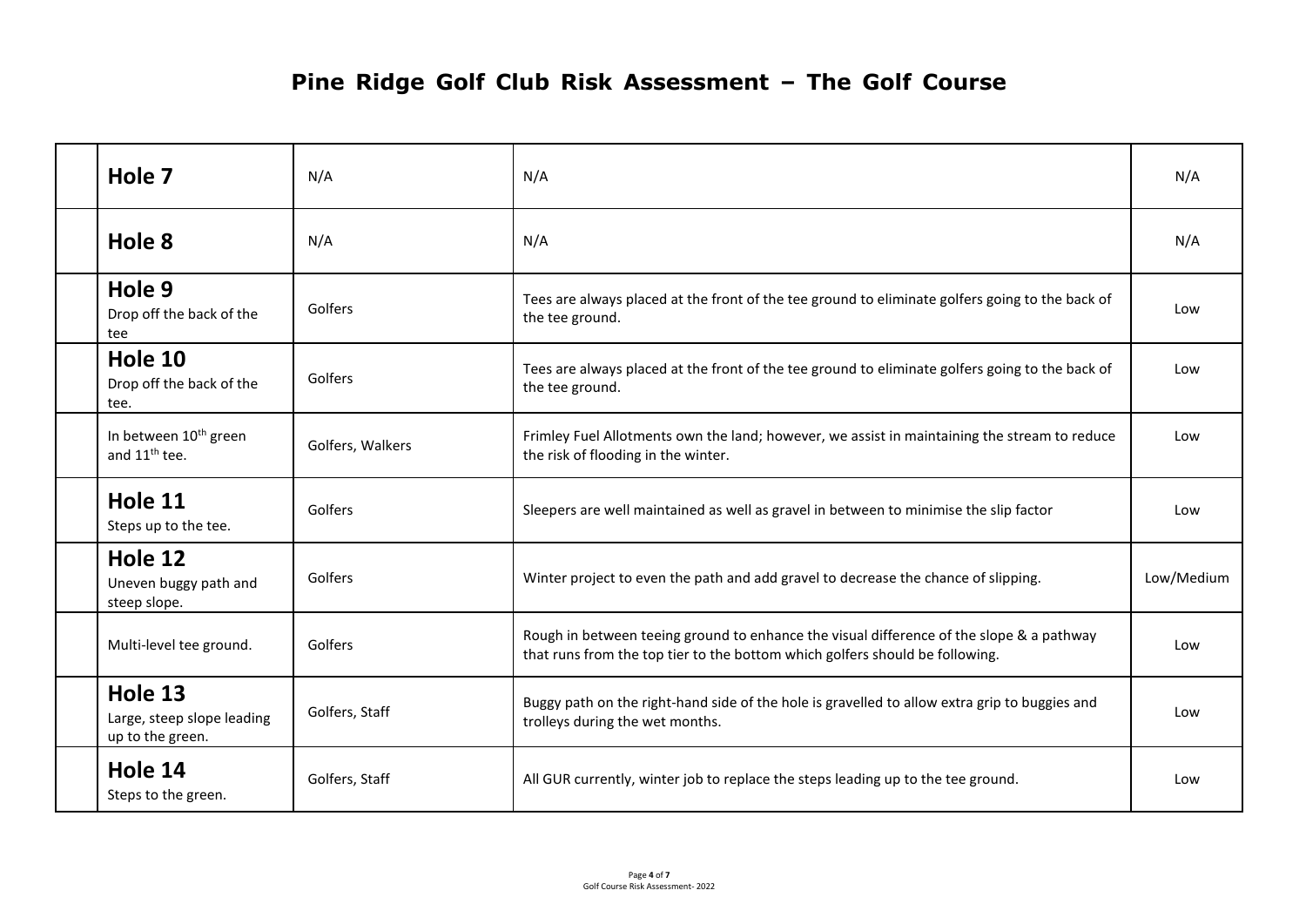# Pine Ridge Golf Club Risk Assessment – The Golf Course

| | | | | |
|---|---|---|---|---|
| | **Hole 7** | N/A | N/A | N/A |
| | **Hole 8** | N/A | N/A | N/A |
| | **Hole 9** Drop off the back of the tee | Golfers | Tees are always placed at the front of the tee ground to eliminate golfers going to the back of the tee ground. | Low |
| | **Hole 10** Drop off the back of the tee. | Golfers | Tees are always placed at the front of the tee ground to eliminate golfers going to the back of the tee ground. | Low |
| | In between 10th green and 11th tee. | Golfers, Walkers | Frimley Fuel Allotments own the land; however, we assist in maintaining the stream to reduce the risk of flooding in the winter. | Low |
| | **Hole 11** Steps up to the tee. | Golfers | Sleepers are well maintained as well as gravel in between to minimise the slip factor | Low |
| | **Hole 12** Uneven buggy path and steep slope. | Golfers | Winter project to even the path and add gravel to decrease the chance of slipping. | Low/Medium |
| | Multi-level tee ground. | Golfers | Rough in between teeing ground to enhance the visual difference of the slope & a pathway that runs from the top tier to the bottom which golfers should be following. | Low |
| | **Hole 13** Large, steep slope leading up to the green. | Golfers, Staff | Buggy path on the right-hand side of the hole is gravelled to allow extra grip to buggies and trolleys during the wet months. | Low |
| | **Hole 14** Steps to the green. | Golfers, Staff | All GUR currently, winter job to replace the steps leading up to the tee ground. | Low |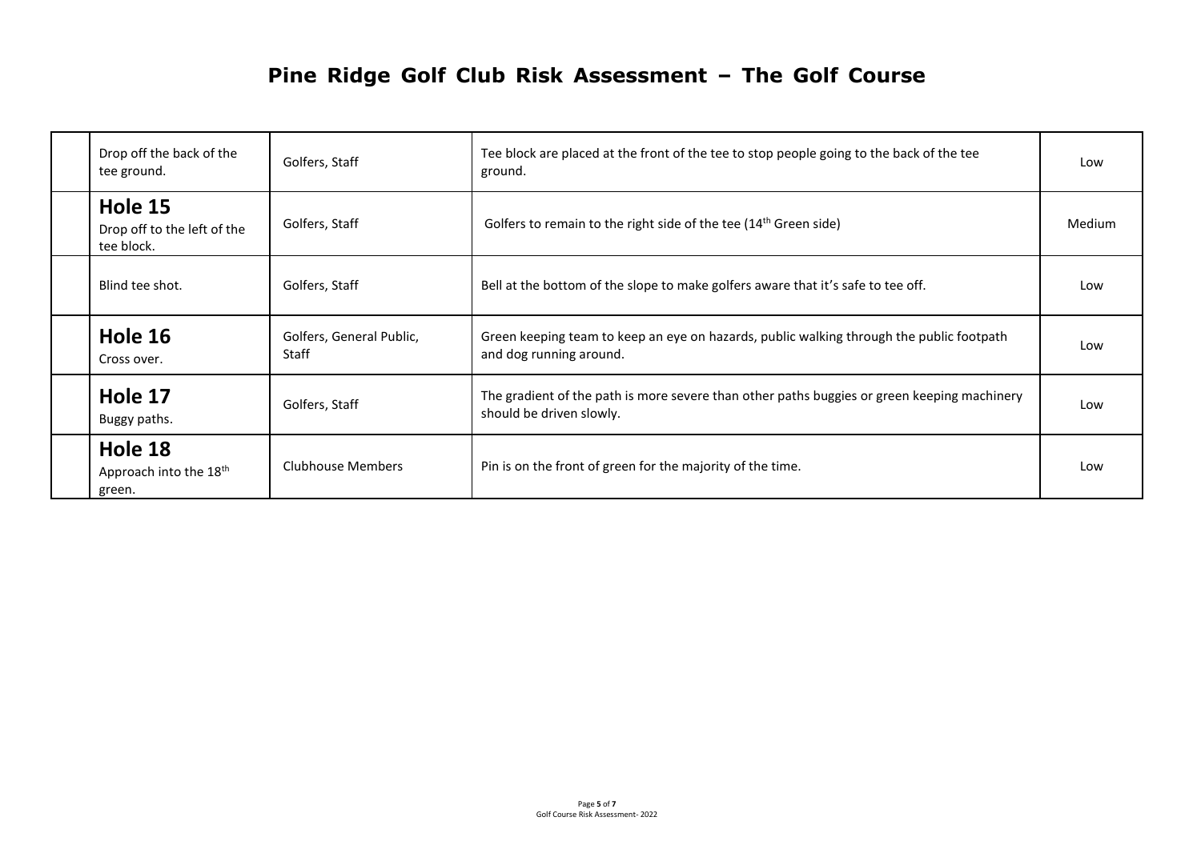# Pine Ridge Golf Club Risk Assessment – The Golf Course

| | | | | |
|---|---|---|---|---|
| | Drop off the back of the tee ground. | Golfers, Staff | Tee block are placed at the front of the tee to stop people going to the back of the tee ground. | Low |
| | **Hole 15** Drop off to the left of the tee block. | Golfers, Staff | Golfers to remain to the right side of the tee (14th Green side) | Medium |
| | Blind tee shot. | Golfers, Staff | Bell at the bottom of the slope to make golfers aware that it's safe to tee off. | Low |
| | **Hole 16** Cross over. | Golfers, General Public, Staff | Green keeping team to keep an eye on hazards, public walking through the public footpath and dog running around. | Low |
| | **Hole 17** Buggy paths. | Golfers, Staff | The gradient of the path is more severe than other paths buggies or green keeping machinery should be driven slowly. | Low |
| | **Hole 18** Approach into the 18th green. | Clubhouse Members | Pin is on the front of green for the majority of the time. | Low |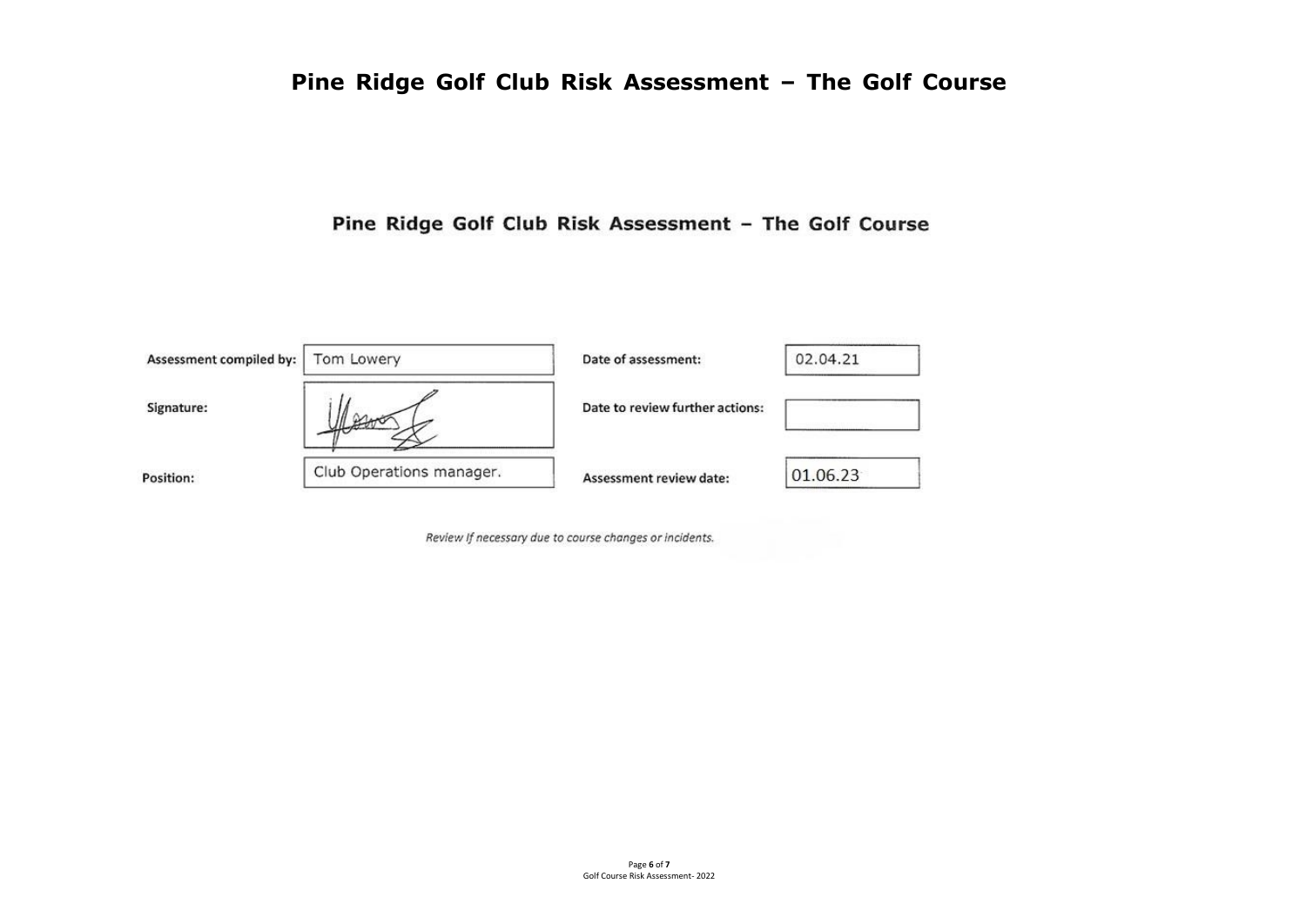# Pine Ridge Golf Club Risk Assessment – The Golf Course

## Pine Ridge Golf Club Risk Assessment – The Golf Course

| | | | |
|---|---|---|---|
| **Assessment compiled by:** | Tom Lowery | **Date of assessment:** | 02.04.21 |
| **Signature:** | | **Date to review further actions:** | |
| **Position:** | Club Operations manager. | **Assessment review date:** | 01.06.23 |

*Review If necessary due to course changes or incidents.*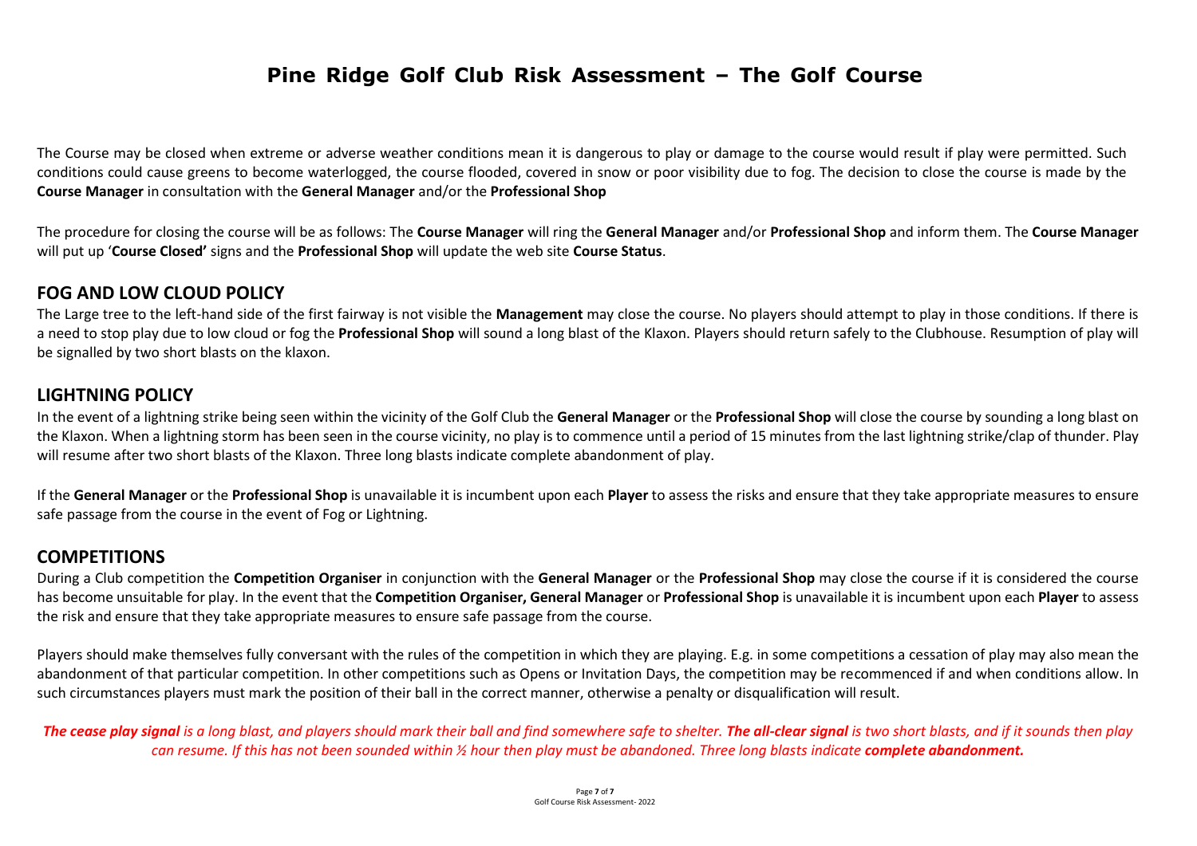# Pine Ridge Golf Club Risk Assessment – The Golf Course

The Course may be closed when extreme or adverse weather conditions mean it is dangerous to play or damage to the course would result if play were permitted. Such conditions could cause greens to become waterlogged, the course flooded, covered in snow or poor visibility due to fog. The decision to close the course is made by the **Course Manager** in consultation with the **General Manager** and/or the **Professional Shop**

The procedure for closing the course will be as follows: The **Course Manager** will ring the **General Manager** and/or **Professional Shop** and inform them. The **Course Manager** will put up '**Course Closed'** signs and the **Professional Shop** will update the web site **Course Status**.

## FOG AND LOW CLOUD POLICY

The Large tree to the left-hand side of the first fairway is not visible the **Management** may close the course. No players should attempt to play in those conditions. If there is a need to stop play due to low cloud or fog the **Professional Shop** will sound a long blast of the Klaxon. Players should return safely to the Clubhouse. Resumption of play will be signalled by two short blasts on the klaxon.

## LIGHTNING POLICY

In the event of a lightning strike being seen within the vicinity of the Golf Club the **General Manager** or the **Professional Shop** will close the course by sounding a long blast on the Klaxon. When a lightning storm has been seen in the course vicinity, no play is to commence until a period of 15 minutes from the last lightning strike/clap of thunder. Play will resume after two short blasts of the Klaxon. Three long blasts indicate complete abandonment of play.

If the **General Manager** or the **Professional Shop** is unavailable it is incumbent upon each **Player** to assess the risks and ensure that they take appropriate measures to ensure safe passage from the course in the event of Fog or Lightning.

## COMPETITIONS

During a Club competition the **Competition Organiser** in conjunction with the **General Manager** or the **Professional Shop** may close the course if it is considered the course has become unsuitable for play. In the event that the **Competition Organiser, General Manager** or **Professional Shop** is unavailable it is incumbent upon each **Player** to assess the risk and ensure that they take appropriate measures to ensure safe passage from the course.

Players should make themselves fully conversant with the rules of the competition in which they are playing. E.g. in some competitions a cessation of play may also mean the abandonment of that particular competition. In other competitions such as Opens or Invitation Days, the competition may be recommenced if and when conditions allow. In such circumstances players must mark the position of their ball in the correct manner, otherwise a penalty or disqualification will result.

*__The cease play signal__ is a long blast, and players should mark their ball and find somewhere safe to shelter. __The all-clear signal__ is two short blasts, and if it sounds then play can resume. If this has not been sounded within ½ hour then play must be abandoned. Three long blasts indicate __complete abandonment.__*

Golf Course Risk Assessment- 2022